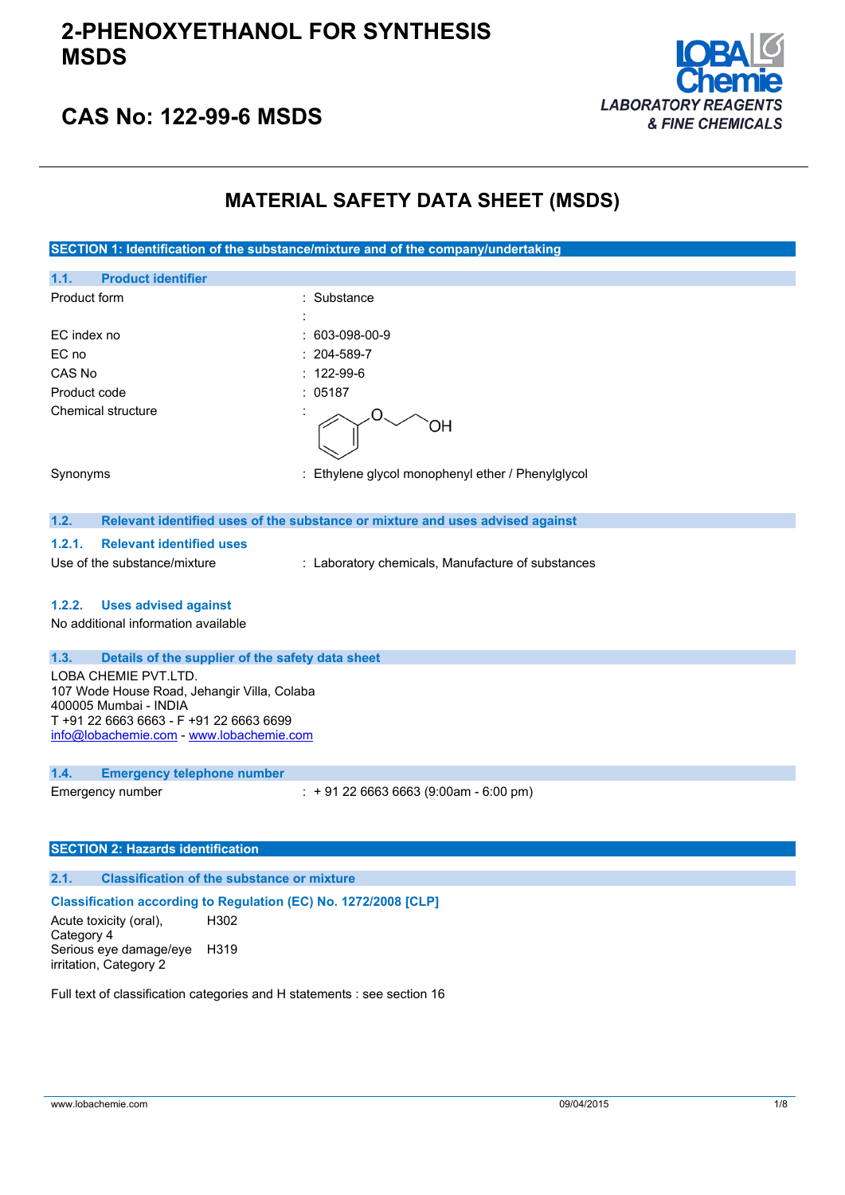# 2-PHENOXYETHANOL FOR SYNTHESIS MSDS

## CAS No: 122-99-6 MSDS

LOBA Chemie
*LABORATORY REAGENTS & FINE CHEMICALS*

# MATERIAL SAFETY DATA SHEET (MSDS)

## SECTION 1: Identification of the substance/mixture and of the company/undertaking

### 1.1. Product identifier

| | |
|---|---|
| Product form | : Substance |
| | : |
| EC index no | : 603-098-00-9 |
| EC no | : 204-589-7 |
| CAS No | : 122-99-6 |
| Product code | : 05187 |
| Chemical structure | : |
| Synonyms | : Ethylene glycol monophenyl ether / Phenylglycol |

### 1.2. Relevant identified uses of the substance or mixture and uses advised against

#### 1.2.1. Relevant identified uses

Use of the substance/mixture : Laboratory chemicals, Manufacture of substances

#### 1.2.2. Uses advised against

No additional information available

### 1.3. Details of the supplier of the safety data sheet

LOBA CHEMIE PVT.LTD.
107 Wode House Road, Jehangir Villa, Colaba
400005 Mumbai - INDIA
T +91 22 6663 6663 - F +91 22 6663 6699
info@lobachemie.com - www.lobachemie.com

### 1.4. Emergency telephone number

Emergency number : + 91 22 6663 6663 (9:00am - 6:00 pm)

## SECTION 2: Hazards identification

### 2.1. Classification of the substance or mixture

**Classification according to Regulation (EC) No. 1272/2008 [CLP]**

| | |
|---|---|
| Acute toxicity (oral), Category 4 | H302 |
| Serious eye damage/eye irritation, Category 2 | H319 |

Full text of classification categories and H statements : see section 16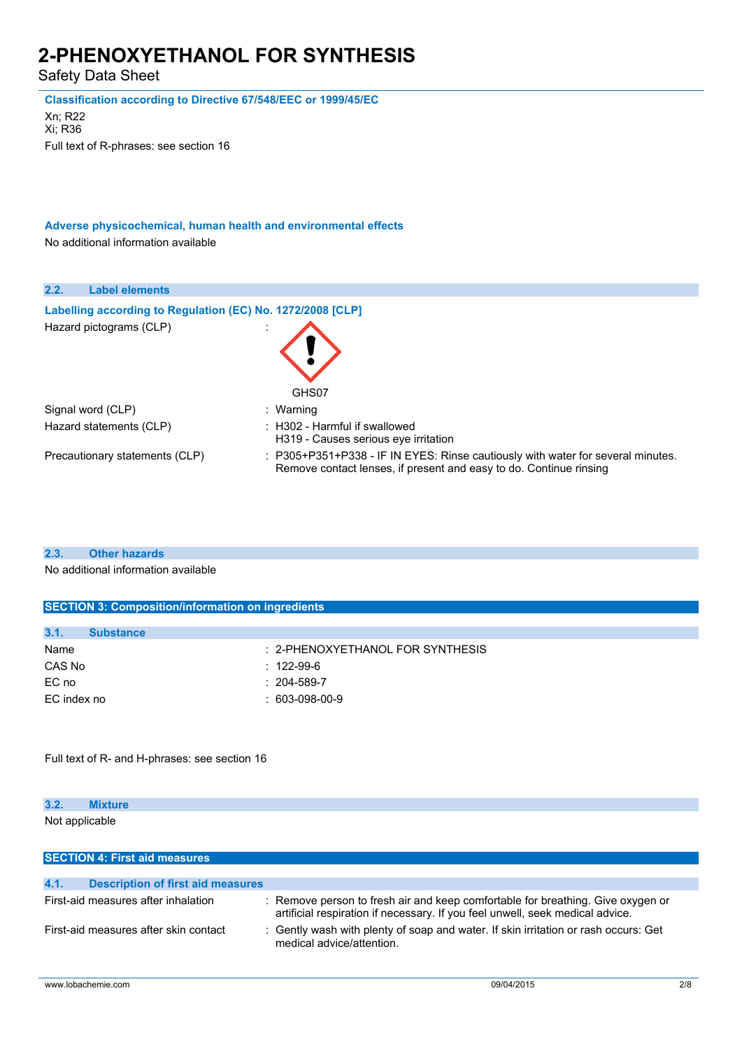**Classification according to Directive 67/548/EEC or 1999/45/EC**

Xn; R22
Xi; R36

Full text of R-phrases: see section 16

**Adverse physicochemical, human health and environmental effects**

No additional information available

### 2.2. Label elements

**Labelling according to Regulation (EC) No. 1272/2008 [CLP]**

| | |
|---|---|
| Hazard pictograms (CLP) | : GHS07 |
| Signal word (CLP) | : Warning |
| Hazard statements (CLP) | : H302 - Harmful if swallowed<br>H319 - Causes serious eye irritation |
| Precautionary statements (CLP) | : P305+P351+P338 - IF IN EYES: Rinse cautiously with water for several minutes. Remove contact lenses, if present and easy to do. Continue rinsing |

### 2.3. Other hazards

No additional information available

## SECTION 3: Composition/information on ingredients

### 3.1. Substance

| | |
|---|---|
| Name | : 2-PHENOXYETHANOL FOR SYNTHESIS |
| CAS No | : 122-99-6 |
| EC no | : 204-589-7 |
| EC index no | : 603-098-00-9 |

Full text of R- and H-phrases: see section 16

### 3.2. Mixture

Not applicable

## SECTION 4: First aid measures

### 4.1. Description of first aid measures

| | |
|---|---|
| First-aid measures after inhalation | : Remove person to fresh air and keep comfortable for breathing. Give oxygen or artificial respiration if necessary. If you feel unwell, seek medical advice. |
| First-aid measures after skin contact | : Gently wash with plenty of soap and water. If skin irritation or rash occurs: Get medical advice/attention. |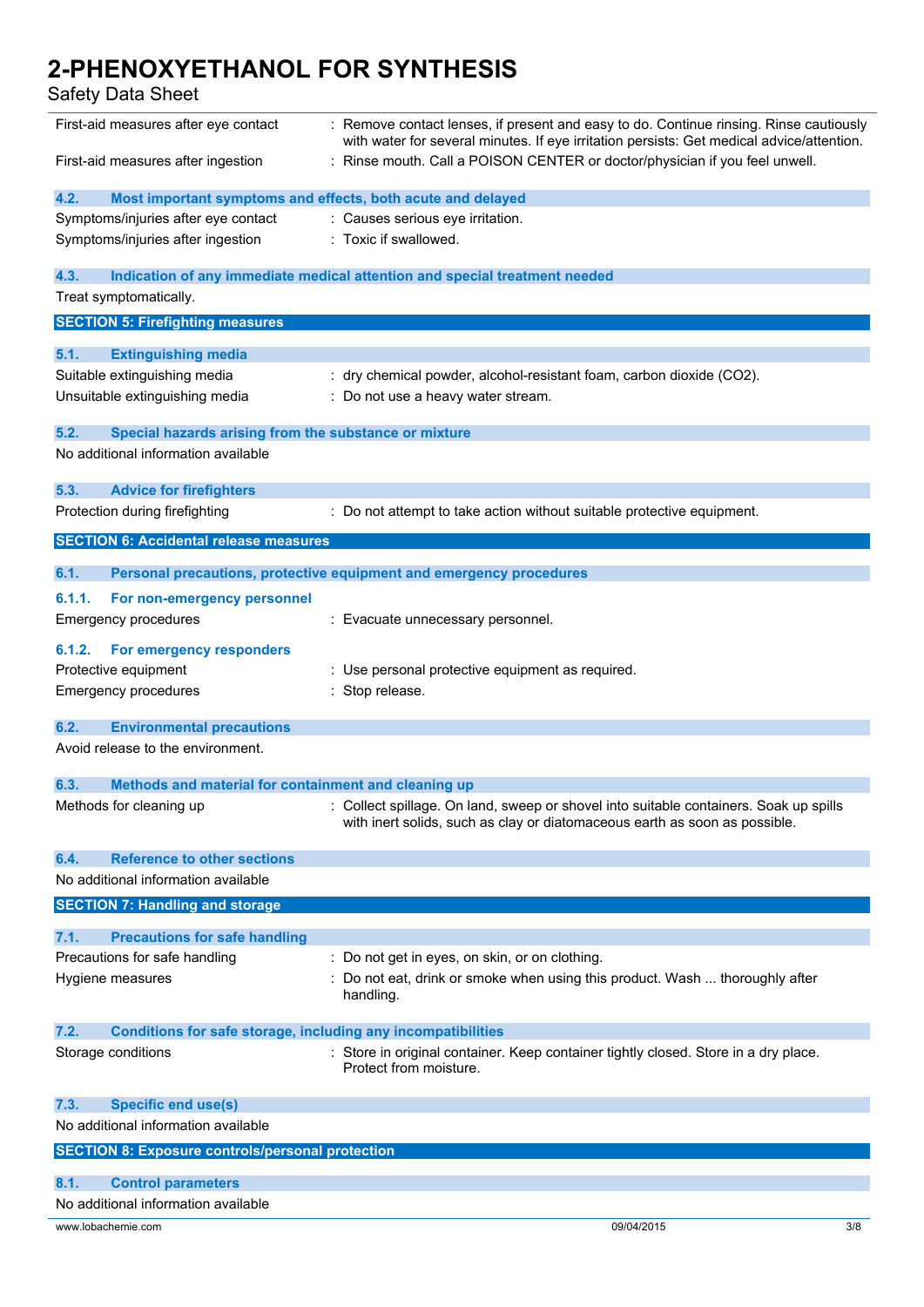First-aid measures after eye contact : Remove contact lenses, if present and easy to do. Continue rinsing. Rinse cautiously with water for several minutes. If eye irritation persists: Get medical advice/attention.

First-aid measures after ingestion : Rinse mouth. Call a POISON CENTER or doctor/physician if you feel unwell.

### 4.2. Most important symptoms and effects, both acute and delayed

Symptoms/injuries after eye contact : Causes serious eye irritation.

Symptoms/injuries after ingestion : Toxic if swallowed.

### 4.3. Indication of any immediate medical attention and special treatment needed

Treat symptomatically.

## SECTION 5: Firefighting measures

### 5.1. Extinguishing media

Suitable extinguishing media : dry chemical powder, alcohol-resistant foam, carbon dioxide ($CO_2$).

Unsuitable extinguishing media : Do not use a heavy water stream.

### 5.2. Special hazards arising from the substance or mixture

No additional information available

### 5.3. Advice for firefighters

Protection during firefighting : Do not attempt to take action without suitable protective equipment.

## SECTION 6: Accidental release measures

### 6.1. Personal precautions, protective equipment and emergency procedures

#### 6.1.1. For non-emergency personnel

Emergency procedures : Evacuate unnecessary personnel.

#### 6.1.2. For emergency responders

Protective equipment : Use personal protective equipment as required.

Emergency procedures : Stop release.

### 6.2. Environmental precautions

Avoid release to the environment.

### 6.3. Methods and material for containment and cleaning up

Methods for cleaning up : Collect spillage. On land, sweep or shovel into suitable containers. Soak up spills with inert solids, such as clay or diatomaceous earth as soon as possible.

### 6.4. Reference to other sections

No additional information available

## SECTION 7: Handling and storage

### 7.1. Precautions for safe handling

Precautions for safe handling : Do not get in eyes, on skin, or on clothing.

Hygiene measures : Do not eat, drink or smoke when using this product. Wash ... thoroughly after handling.

### 7.2. Conditions for safe storage, including any incompatibilities

Storage conditions : Store in original container. Keep container tightly closed. Store in a dry place. Protect from moisture.

### 7.3. Specific end use(s)

No additional information available

## SECTION 8: Exposure controls/personal protection

### 8.1. Control parameters

No additional information available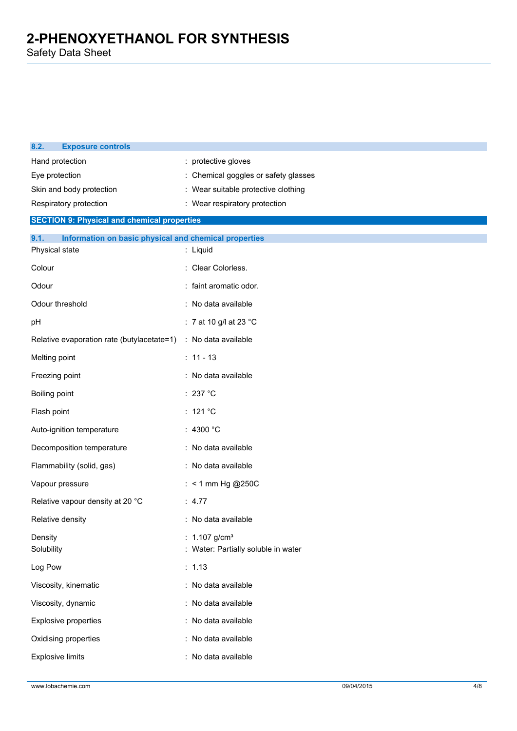### 8.2. Exposure controls

| | |
|---|---|
| Hand protection | : protective gloves |
| Eye protection | : Chemical goggles or safety glasses |
| Skin and body protection | : Wear suitable protective clothing |
| Respiratory protection | : Wear respiratory protection |

## SECTION 9: Physical and chemical properties

### 9.1. Information on basic physical and chemical properties

| | |
|---|---|
| Physical state | : Liquid |
| Colour | : Clear Colorless. |
| Odour | : faint aromatic odor. |
| Odour threshold | : No data available |
| pH | : 7 at 10 g/l at 23 °C |
| Relative evaporation rate (butylacetate=1) | : No data available |
| Melting point | : 11 - 13 |
| Freezing point | : No data available |
| Boiling point | : 237 °C |
| Flash point | : 121 °C |
| Auto-ignition temperature | : 4300 °C |
| Decomposition temperature | : No data available |
| Flammability (solid, gas) | : No data available |
| Vapour pressure | : < 1 mm Hg @250C |
| Relative vapour density at 20 °C | : 4.77 |
| Relative density | : No data available |
| Density | : 1.107 g/cm³ |
| Solubility | : Water: Partially soluble in water |
| Log Pow | : 1.13 |
| Viscosity, kinematic | : No data available |
| Viscosity, dynamic | : No data available |
| Explosive properties | : No data available |
| Oxidising properties | : No data available |
| Explosive limits | : No data available |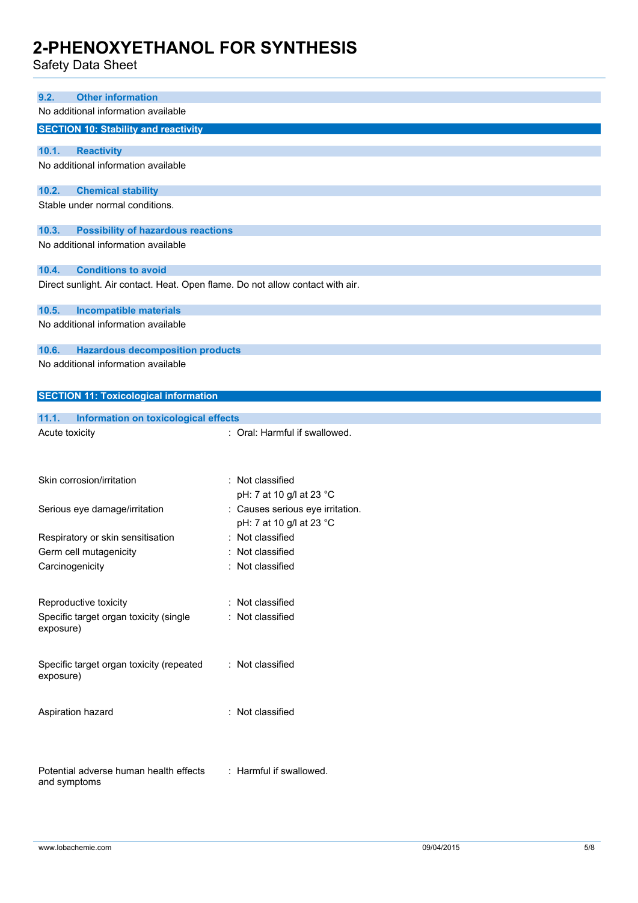### 9.2. Other information

No additional information available

## SECTION 10: Stability and reactivity

### 10.1. Reactivity

No additional information available

### 10.2. Chemical stability

Stable under normal conditions.

### 10.3. Possibility of hazardous reactions

No additional information available

### 10.4. Conditions to avoid

Direct sunlight. Air contact. Heat. Open flame. Do not allow contact with air.

### 10.5. Incompatible materials

No additional information available

### 10.6. Hazardous decomposition products

No additional information available

## SECTION 11: Toxicological information

### 11.1. Information on toxicological effects

| | |
|---|---|
| Acute toxicity | : Oral: Harmful if swallowed. |
| Skin corrosion/irritation | : Not classified<br>pH: 7 at 10 g/l at 23 °C |
| Serious eye damage/irritation | : Causes serious eye irritation.<br>pH: 7 at 10 g/l at 23 °C |
| Respiratory or skin sensitisation | : Not classified |
| Germ cell mutagenicity | : Not classified |
| Carcinogenicity | : Not classified |
| Reproductive toxicity | : Not classified |
| Specific target organ toxicity (single exposure) | : Not classified |
| Specific target organ toxicity (repeated exposure) | : Not classified |
| Aspiration hazard | : Not classified |
| Potential adverse human health effects and symptoms | : Harmful if swallowed. |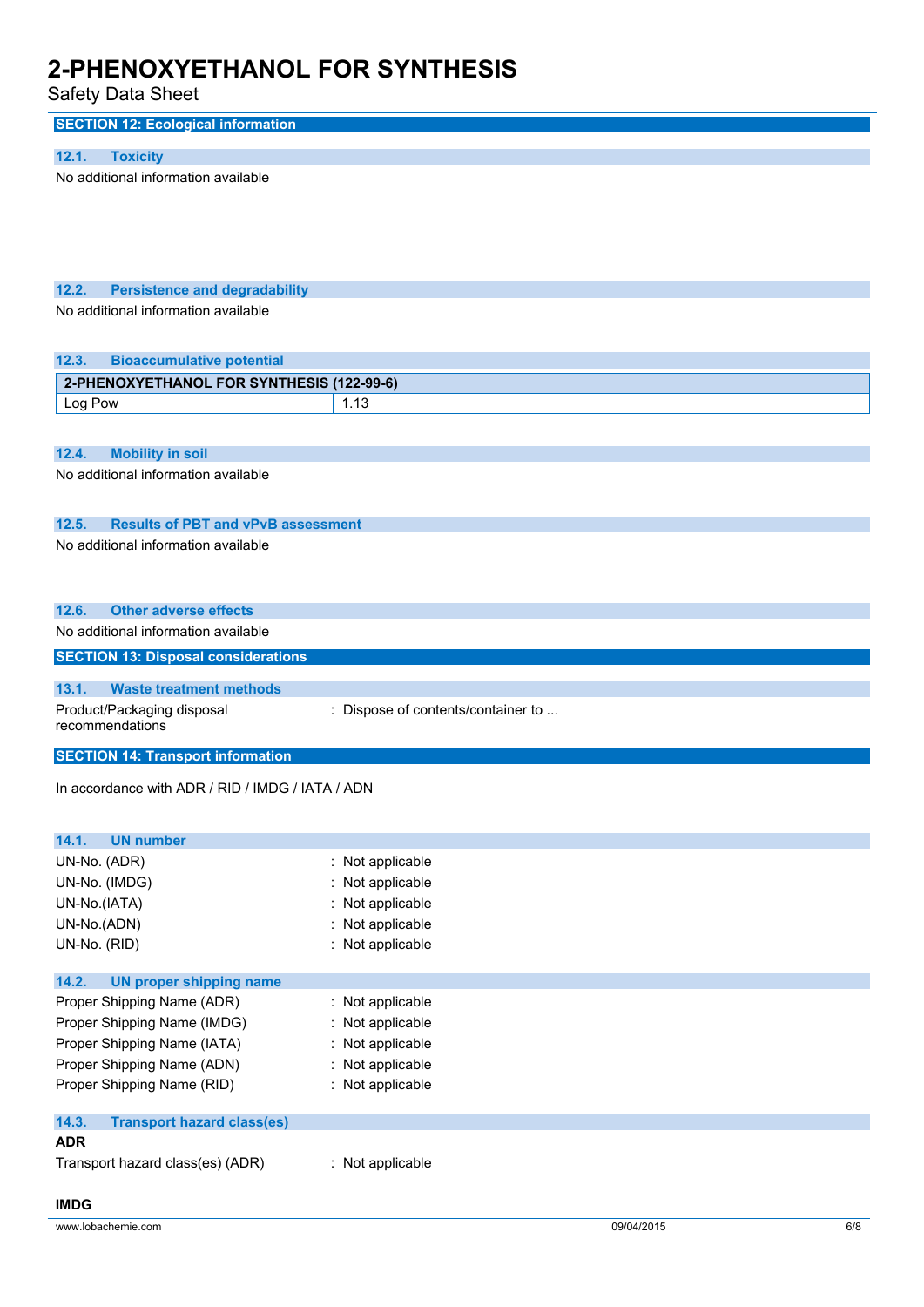## SECTION 12: Ecological information

### 12.1. Toxicity

No additional information available

### 12.2. Persistence and degradability

No additional information available

### 12.3. Bioaccumulative potential

| 2-PHENOXYETHANOL FOR SYNTHESIS (122-99-6) | |
|---|---|
| Log Pow | 1.13 |

### 12.4. Mobility in soil

No additional information available

### 12.5. Results of PBT and vPvB assessment

No additional information available

### 12.6. Other adverse effects

No additional information available

## SECTION 13: Disposal considerations

### 13.1. Waste treatment methods

Product/Packaging disposal recommendations : Dispose of contents/container to ...

## SECTION 14: Transport information

In accordance with ADR / RID / IMDG / IATA / ADN

### 14.1. UN number

UN-No. (ADR) : Not applicable
UN-No. (IMDG) : Not applicable
UN-No.(IATA) : Not applicable
UN-No.(ADN) : Not applicable
UN-No. (RID) : Not applicable

### 14.2. UN proper shipping name

Proper Shipping Name (ADR) : Not applicable
Proper Shipping Name (IMDG) : Not applicable
Proper Shipping Name (IATA) : Not applicable
Proper Shipping Name (ADN) : Not applicable
Proper Shipping Name (RID) : Not applicable

### 14.3. Transport hazard class(es)

**ADR**

Transport hazard class(es) (ADR) : Not applicable

**IMDG**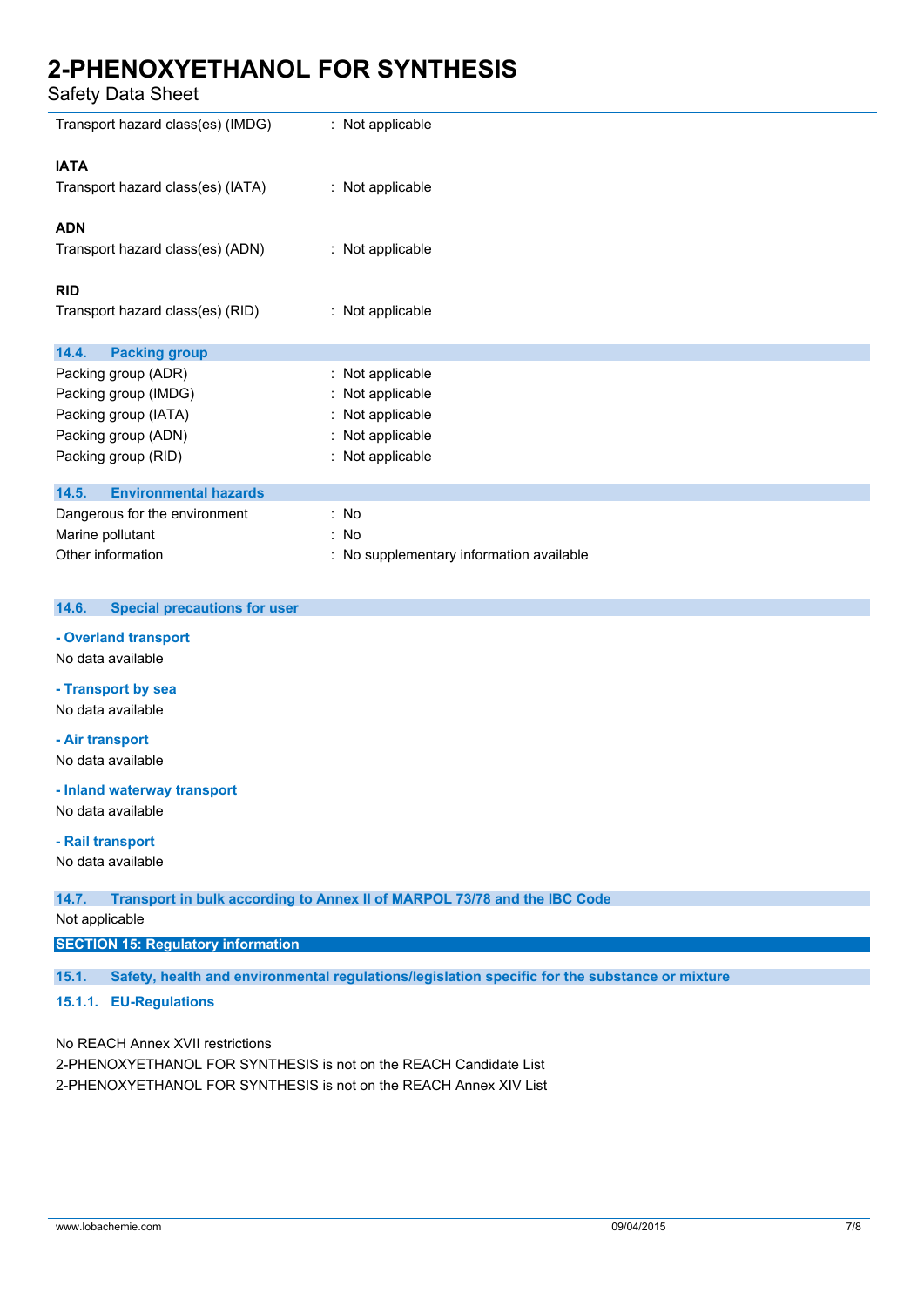Transport hazard class(es) (IMDG) : Not applicable

**IATA**

Transport hazard class(es) (IATA) : Not applicable

**ADN**

Transport hazard class(es) (ADN) : Not applicable

**RID**

Transport hazard class(es) (RID) : Not applicable

### 14.4. Packing group

Packing group (ADR) : Not applicable
Packing group (IMDG) : Not applicable
Packing group (IATA) : Not applicable
Packing group (ADN) : Not applicable
Packing group (RID) : Not applicable

### 14.5. Environmental hazards

Dangerous for the environment : No
Marine pollutant : No
Other information : No supplementary information available

### 14.6. Special precautions for user

**- Overland transport**

No data available

**- Transport by sea**

No data available

**- Air transport**

No data available

**- Inland waterway transport**

No data available

**- Rail transport**

No data available

### 14.7. Transport in bulk according to Annex II of MARPOL 73/78 and the IBC Code

Not applicable

## SECTION 15: Regulatory information

### 15.1. Safety, health and environmental regulations/legislation specific for the substance or mixture

#### 15.1.1. EU-Regulations

No REACH Annex XVII restrictions
2-PHENOXYETHANOL FOR SYNTHESIS is not on the REACH Candidate List
2-PHENOXYETHANOL FOR SYNTHESIS is not on the REACH Annex XIV List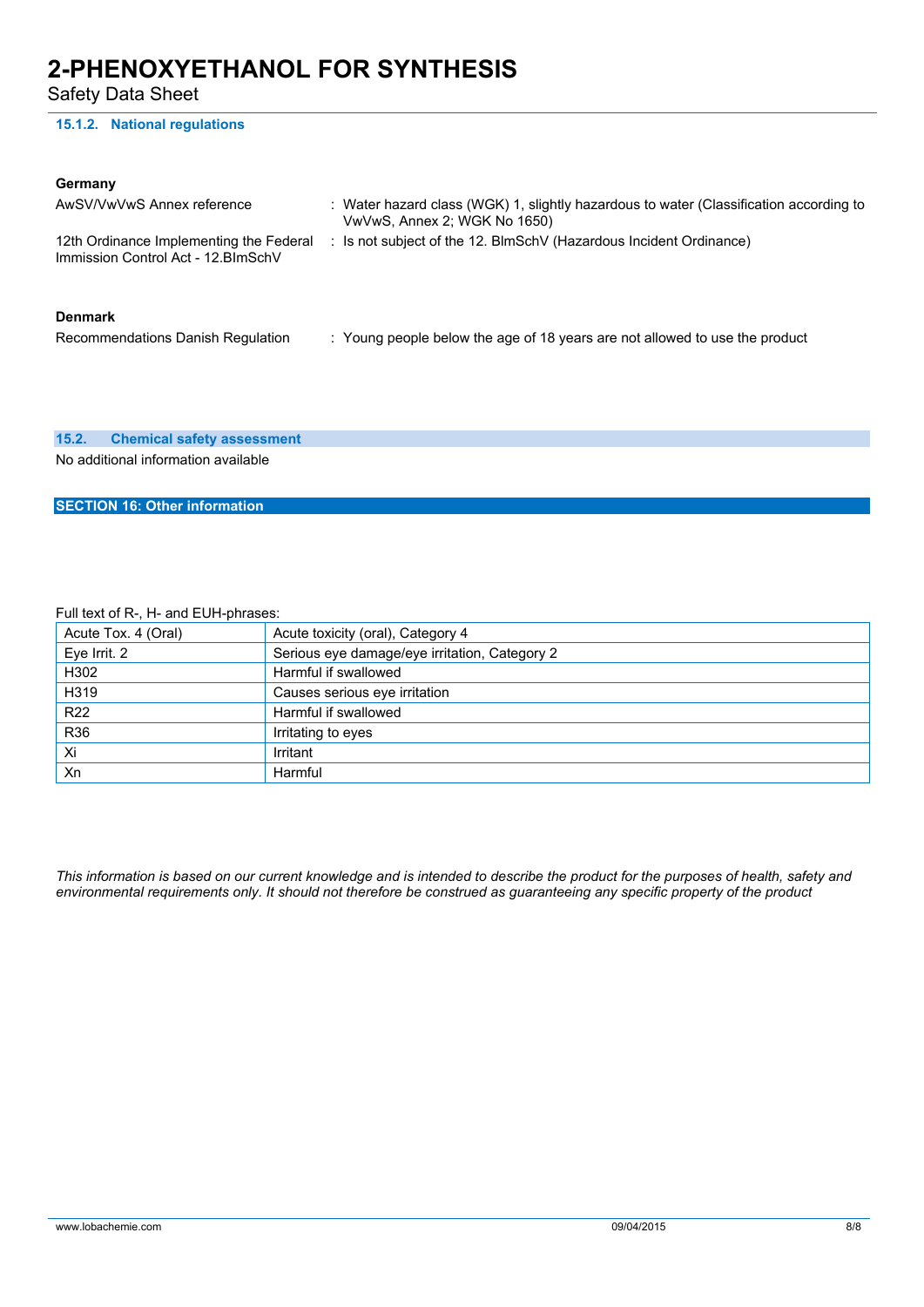#### 15.1.2. National regulations

**Germany**

AwSV/VwVwS Annex reference : Water hazard class (WGK) 1, slightly hazardous to water (Classification according to VwVwS, Annex 2; WGK No 1650)

12th Ordinance Implementing the Federal Immission Control Act - 12.BImSchV : Is not subject of the 12. BlmSchV (Hazardous Incident Ordinance)

**Denmark**

Recommendations Danish Regulation : Young people below the age of 18 years are not allowed to use the product

### 15.2. Chemical safety assessment

No additional information available

## SECTION 16: Other information

Full text of R-, H- and EUH-phrases:

| | |
|---|---|
| Acute Tox. 4 (Oral) | Acute toxicity (oral), Category 4 |
| Eye Irrit. 2 | Serious eye damage/eye irritation, Category 2 |
| H302 | Harmful if swallowed |
| H319 | Causes serious eye irritation |
| R22 | Harmful if swallowed |
| R36 | Irritating to eyes |
| Xi | Irritant |
| Xn | Harmful |

*This information is based on our current knowledge and is intended to describe the product for the purposes of health, safety and environmental requirements only. It should not therefore be construed as guaranteeing any specific property of the product*